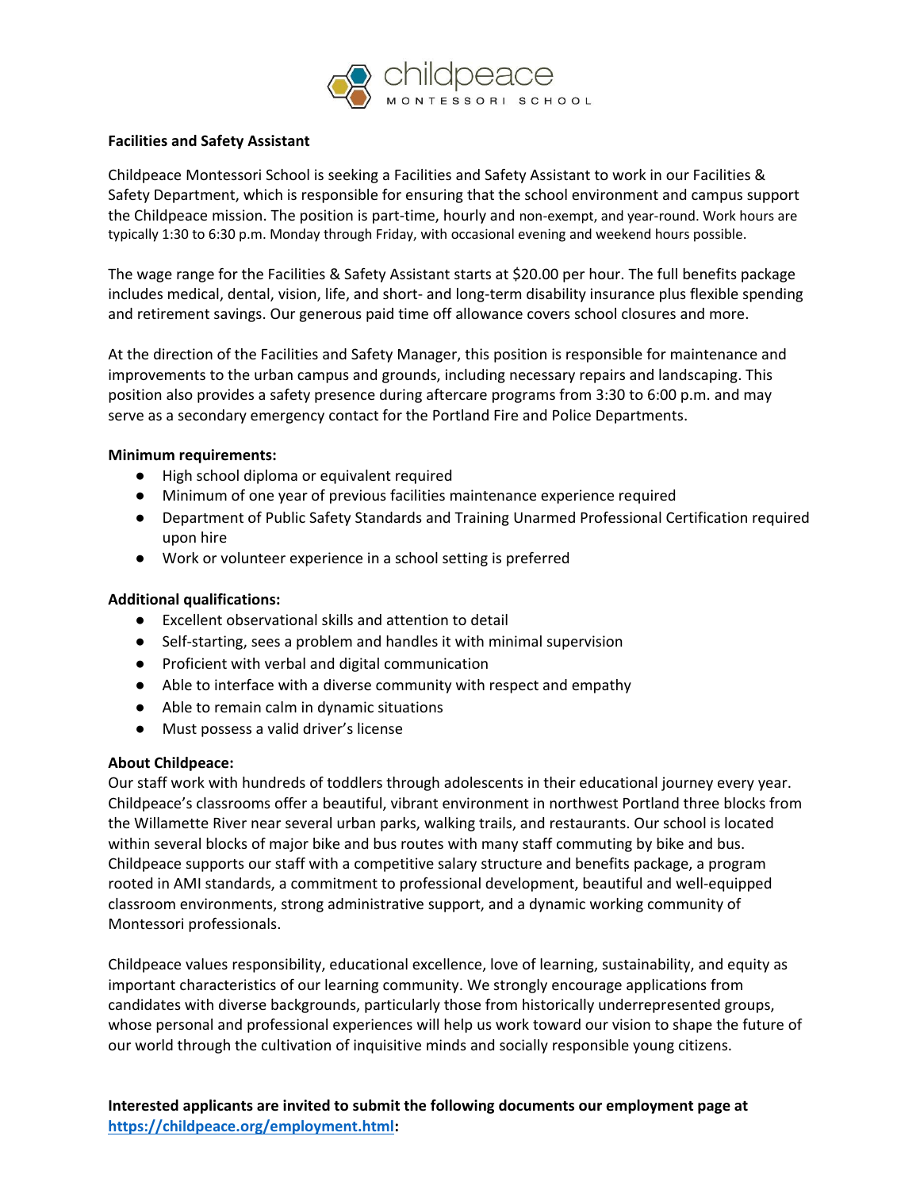**Facilities and Safety Assistant**

Childpeace Montessori School is seeking a Facilities and Safety Assistant to work in our Facilities & Safety Department, which is responsible for ensuring that the school environment and campus support the Childpeace mission. The position is part-time, hourly and non-exempt, and year-round. Work hours are typically 1:30 to 6:30 p.m. Monday through Friday, with occasional evening and weekend hours possible.

The wage range for the Facilities & Safety Assistant starts at $20.00 per hour. The full benefits package includes medical, dental, vision, life, and short- and long-term disability insurance plus flexible spending and retirement savings. Our generous paid time off allowance covers school closures and more.

At the direction of the Facilities and Safety Manager, this position is responsible for maintenance and improvements to the urban campus and grounds, including necessary repairs and landscaping. This position also provides a safety presence during aftercare programs from 3:30 to 6:00 p.m. and may serve as a secondary emergency contact for the Portland Fire and Police Departments.

**Minimum requirements:**

- High school diploma or equivalent required
- Minimum of one year of previous facilities maintenance experience required
- Department of Public Safety Standards and Training Unarmed Professional Certification required upon hire
- Work or volunteer experience in a school setting is preferred

**Additional qualifications:**

- Excellent observational skills and attention to detail
- Self-starting, sees a problem and handles it with minimal supervision
- Proficient with verbal and digital communication
- Able to interface with a diverse community with respect and empathy
- Able to remain calm in dynamic situations
- Must possess a valid driver's license

**About Childpeace:**

Our staff work with hundreds of toddlers through adolescents in their educational journey every year. Childpeace's classrooms offer a beautiful, vibrant environment in northwest Portland three blocks from the Willamette River near several urban parks, walking trails, and restaurants. Our school is located within several blocks of major bike and bus routes with many staff commuting by bike and bus. Childpeace supports our staff with a competitive salary structure and benefits package, a program rooted in AMI standards, a commitment to professional development, beautiful and well-equipped classroom environments, strong administrative support, and a dynamic working community of Montessori professionals.

Childpeace values responsibility, educational excellence, love of learning, sustainability, and equity as important characteristics of our learning community. We strongly encourage applications from candidates with diverse backgrounds, particularly those from historically underrepresented groups, whose personal and professional experiences will help us work toward our vision to shape the future of our world through the cultivation of inquisitive minds and socially responsible young citizens.

**Interested applicants are invited to submit the following documents our employment page at [https://childpeace.org/employment.html](https://childpeace.org/employment.html):**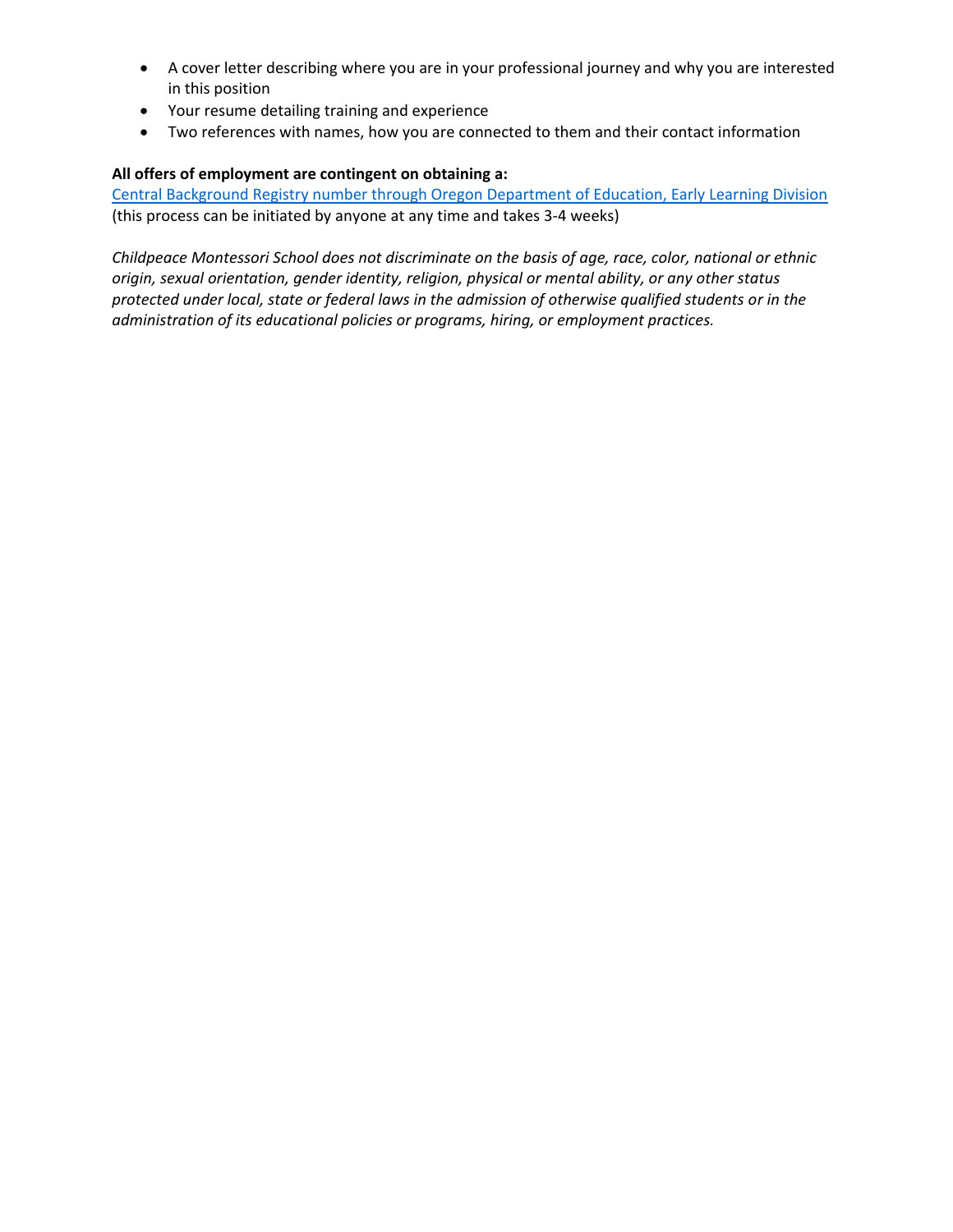- A cover letter describing where you are in your professional journey and why you are interested in this position
- Your resume detailing training and experience
- Two references with names, how you are connected to them and their contact information

**All offers of employment are contingent on obtaining a:**
Central Background Registry number through Oregon Department of Education, Early Learning Division (this process can be initiated by anyone at any time and takes 3-4 weeks)

*Childpeace Montessori School does not discriminate on the basis of age, race, color, national or ethnic origin, sexual orientation, gender identity, religion, physical or mental ability, or any other status protected under local, state or federal laws in the admission of otherwise qualified students or in the administration of its educational policies or programs, hiring, or employment practices.*